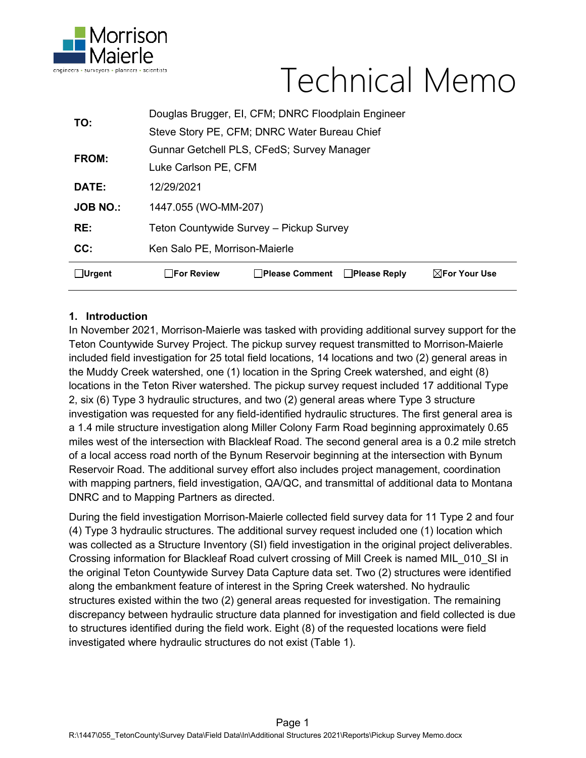Morrison Maierle

engineers • surveyors • planners • scientists

# Technical Memo

| | |
|---|---|
| **TO:** | Douglas Brugger, EI, CFM; DNRC Floodplain Engineer<br>Steve Story PE, CFM; DNRC Water Bureau Chief |
| **FROM:** | Gunnar Getchell PLS, CFedS; Survey Manager<br>Luke Carlson PE, CFM |
| **DATE:** | 12/29/2021 |
| **JOB NO.:** | 1447.055 (WO-MM-207) |
| **RE:** | Teton Countywide Survey – Pickup Survey |
| **CC:** | Ken Salo PE, Morrison-Maierle |

☐**Urgent** ☐**For Review** ☐**Please Comment** ☐**Please Reply** ☒**For Your Use**

## 1. Introduction

In November 2021, Morrison-Maierle was tasked with providing additional survey support for the Teton Countywide Survey Project. The pickup survey request transmitted to Morrison-Maierle included field investigation for 25 total field locations, 14 locations and two (2) general areas in the Muddy Creek watershed, one (1) location in the Spring Creek watershed, and eight (8) locations in the Teton River watershed. The pickup survey request included 17 additional Type 2, six (6) Type 3 hydraulic structures, and two (2) general areas where Type 3 structure investigation was requested for any field-identified hydraulic structures. The first general area is a 1.4 mile structure investigation along Miller Colony Farm Road beginning approximately 0.65 miles west of the intersection with Blackleaf Road. The second general area is a 0.2 mile stretch of a local access road north of the Bynum Reservoir beginning at the intersection with Bynum Reservoir Road. The additional survey effort also includes project management, coordination with mapping partners, field investigation, QA/QC, and transmittal of additional data to Montana DNRC and to Mapping Partners as directed.

During the field investigation Morrison-Maierle collected field survey data for 11 Type 2 and four (4) Type 3 hydraulic structures. The additional survey request included one (1) location which was collected as a Structure Inventory (SI) field investigation in the original project deliverables. Crossing information for Blackleaf Road culvert crossing of Mill Creek is named MIL_010_SI in the original Teton Countywide Survey Data Capture data set. Two (2) structures were identified along the embankment feature of interest in the Spring Creek watershed. No hydraulic structures existed within the two (2) general areas requested for investigation. The remaining discrepancy between hydraulic structure data planned for investigation and field collected is due to structures identified during the field work. Eight (8) of the requested locations were field investigated where hydraulic structures do not exist (Table 1).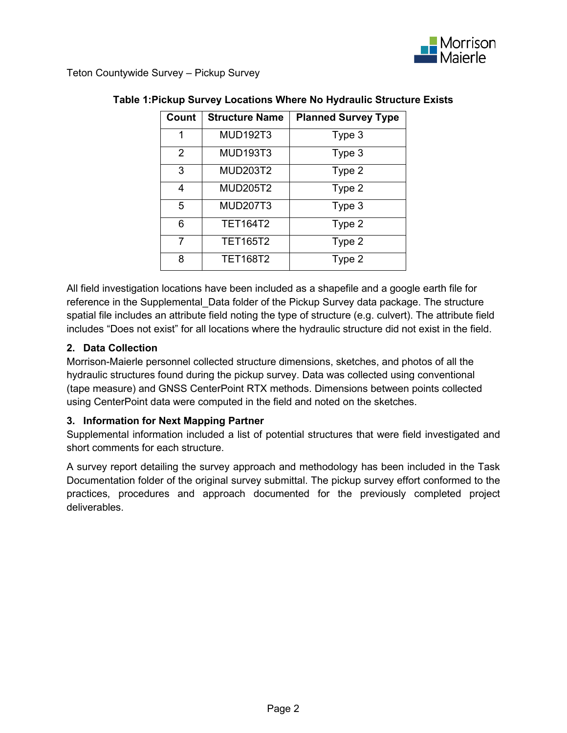**Table 1:Pickup Survey Locations Where No Hydraulic Structure Exists**

| Count | Structure Name | Planned Survey Type |
|---|---|---|
| 1 | MUD192T3 | Type 3 |
| 2 | MUD193T3 | Type 3 |
| 3 | MUD203T2 | Type 2 |
| 4 | MUD205T2 | Type 2 |
| 5 | MUD207T3 | Type 3 |
| 6 | TET164T2 | Type 2 |
| 7 | TET165T2 | Type 2 |
| 8 | TET168T2 | Type 2 |

All field investigation locations have been included as a shapefile and a google earth file for reference in the Supplemental_Data folder of the Pickup Survey data package. The structure spatial file includes an attribute field noting the type of structure (e.g. culvert). The attribute field includes "Does not exist" for all locations where the hydraulic structure did not exist in the field.

## 2. Data Collection

Morrison-Maierle personnel collected structure dimensions, sketches, and photos of all the hydraulic structures found during the pickup survey. Data was collected using conventional (tape measure) and GNSS CenterPoint RTX methods. Dimensions between points collected using CenterPoint data were computed in the field and noted on the sketches.

## 3. Information for Next Mapping Partner

Supplemental information included a list of potential structures that were field investigated and short comments for each structure.

A survey report detailing the survey approach and methodology has been included in the Task Documentation folder of the original survey submittal. The pickup survey effort conformed to the practices, procedures and approach documented for the previously completed project deliverables.